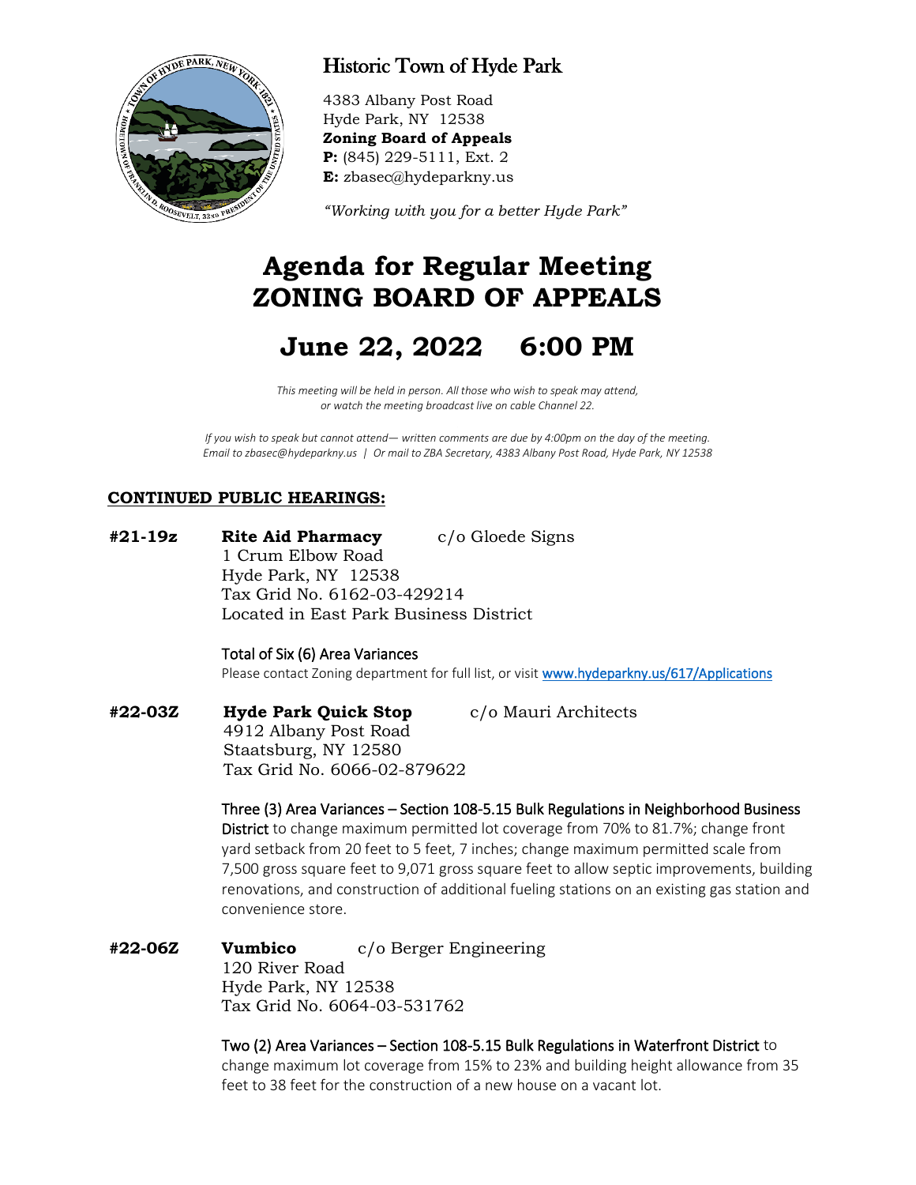# Historic Town of Hyde Park

4383 Albany Post Road
Hyde Park, NY 12538
**Zoning Board of Appeals**
**P:** (845) 229-5111, Ext. 2
**E:** zbasec@hydeparkny.us

*"Working with you for a better Hyde Park"*

# Agenda for Regular Meeting ZONING BOARD OF APPEALS

# June 22, 2022 6:00 PM

*This meeting will be held in person. All those who wish to speak may attend, or watch the meeting broadcast live on cable Channel 22.*

*If you wish to speak but cannot attend— written comments are due by 4:00pm on the day of the meeting. Email to zbasec@hydeparkny.us | Or mail to ZBA Secretary, 4383 Albany Post Road, Hyde Park, NY 12538*

## CONTINUED PUBLIC HEARINGS:

**#21-19z** **Rite Aid Pharmacy** c/o Gloede Signs
1 Crum Elbow Road
Hyde Park, NY 12538
Tax Grid No. 6162-03-429214
Located in East Park Business District

Total of Six (6) Area Variances
Please contact Zoning department for full list, or visit www.hydeparkny.us/617/Applications

**#22-03Z** **Hyde Park Quick Stop** c/o Mauri Architects
4912 Albany Post Road
Staatsburg, NY 12580
Tax Grid No. 6066-02-879622

Three (3) Area Variances – Section 108-5.15 Bulk Regulations in Neighborhood Business District to change maximum permitted lot coverage from 70% to 81.7%; change front yard setback from 20 feet to 5 feet, 7 inches; change maximum permitted scale from 7,500 gross square feet to 9,071 gross square feet to allow septic improvements, building renovations, and construction of additional fueling stations on an existing gas station and convenience store.

**#22-06Z** **Vumbico** c/o Berger Engineering
120 River Road
Hyde Park, NY 12538
Tax Grid No. 6064-03-531762

Two (2) Area Variances – Section 108-5.15 Bulk Regulations in Waterfront District to change maximum lot coverage from 15% to 23% and building height allowance from 35 feet to 38 feet for the construction of a new house on a vacant lot.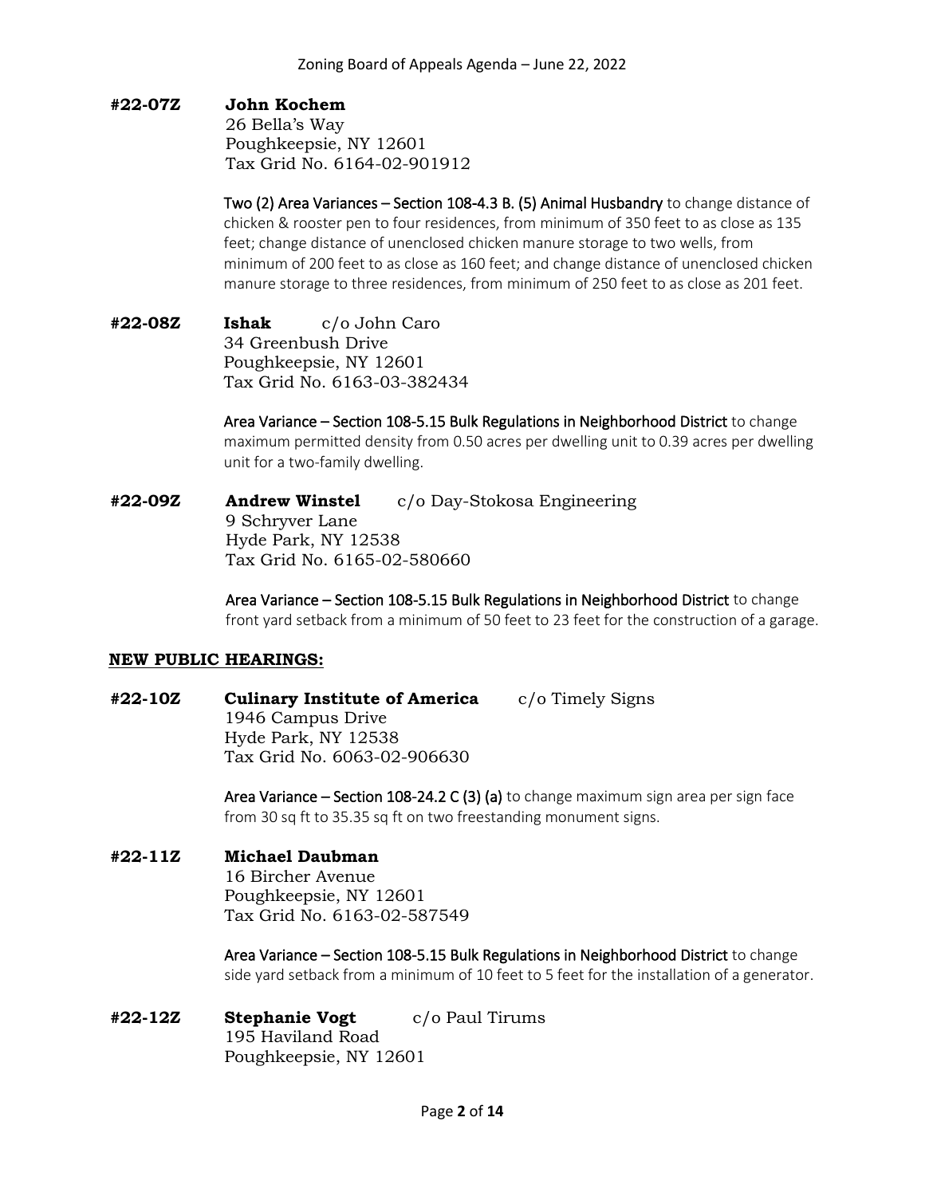**#22-07Z** **John Kochem**
26 Bella's Way
Poughkeepsie, NY 12601
Tax Grid No. 6164-02-901912

Two (2) Area Variances – Section 108-4.3 B. (5) Animal Husbandry to change distance of chicken & rooster pen to four residences, from minimum of 350 feet to as close as 135 feet; change distance of unenclosed chicken manure storage to two wells, from minimum of 200 feet to as close as 160 feet; and change distance of unenclosed chicken manure storage to three residences, from minimum of 250 feet to as close as 201 feet.

**#22-08Z** **Ishak** c/o John Caro
34 Greenbush Drive
Poughkeepsie, NY 12601
Tax Grid No. 6163-03-382434

Area Variance – Section 108-5.15 Bulk Regulations in Neighborhood District to change maximum permitted density from 0.50 acres per dwelling unit to 0.39 acres per dwelling unit for a two-family dwelling.

**#22-09Z** **Andrew Winstel** c/o Day-Stokosa Engineering
9 Schryver Lane
Hyde Park, NY 12538
Tax Grid No. 6165-02-580660

Area Variance – Section 108-5.15 Bulk Regulations in Neighborhood District to change front yard setback from a minimum of 50 feet to 23 feet for the construction of a garage.

**NEW PUBLIC HEARINGS:**

**#22-10Z** **Culinary Institute of America** c/o Timely Signs
1946 Campus Drive
Hyde Park, NY 12538
Tax Grid No. 6063-02-906630

Area Variance – Section 108-24.2 C (3) (a) to change maximum sign area per sign face from 30 sq ft to 35.35 sq ft on two freestanding monument signs.

**#22-11Z** **Michael Daubman**
16 Bircher Avenue
Poughkeepsie, NY 12601
Tax Grid No. 6163-02-587549

Area Variance – Section 108-5.15 Bulk Regulations in Neighborhood District to change side yard setback from a minimum of 10 feet to 5 feet for the installation of a generator.

**#22-12Z** **Stephanie Vogt** c/o Paul Tirums
195 Haviland Road
Poughkeepsie, NY 12601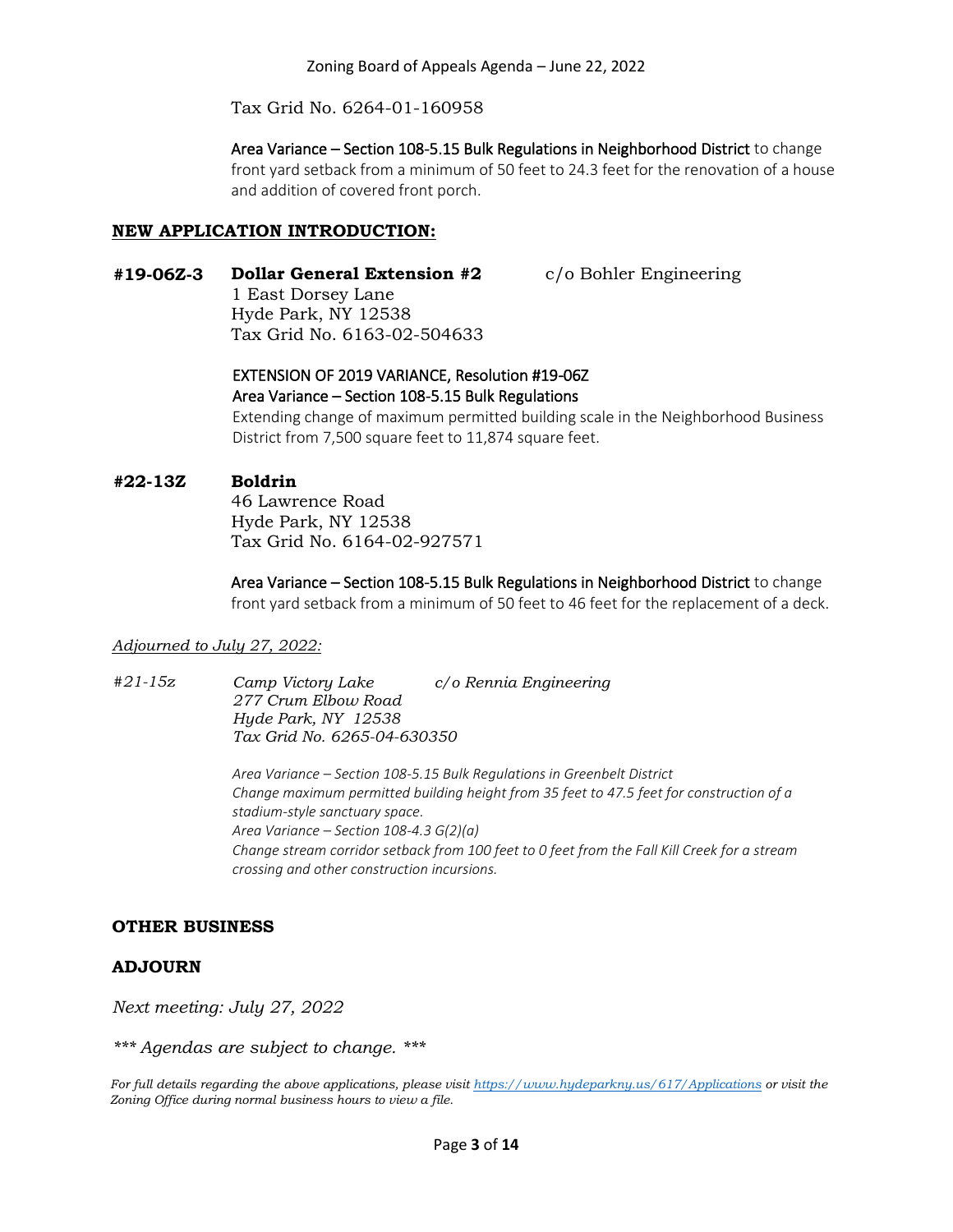Tax Grid No. 6264-01-160958

Area Variance – Section 108-5.15 Bulk Regulations in Neighborhood District to change front yard setback from a minimum of 50 feet to 24.3 feet for the renovation of a house and addition of covered front porch.

## NEW APPLICATION INTRODUCTION:

**#19-06Z-3** **Dollar General Extension #2** c/o Bohler Engineering
1 East Dorsey Lane
Hyde Park, NY 12538
Tax Grid No. 6163-02-504633

EXTENSION OF 2019 VARIANCE, Resolution #19-06Z
Area Variance – Section 108-5.15 Bulk Regulations
Extending change of maximum permitted building scale in the Neighborhood Business District from 7,500 square feet to 11,874 square feet.

**#22-13Z** **Boldrin**
46 Lawrence Road
Hyde Park, NY 12538
Tax Grid No. 6164-02-927571

Area Variance – Section 108-5.15 Bulk Regulations in Neighborhood District to change front yard setback from a minimum of 50 feet to 46 feet for the replacement of a deck.

*Adjourned to July 27, 2022:*

*#21-15z* *Camp Victory Lake* *c/o Rennia Engineering*
*277 Crum Elbow Road*
*Hyde Park, NY 12538*
*Tax Grid No. 6265-04-630350*

*Area Variance – Section 108-5.15 Bulk Regulations in Greenbelt District*
*Change maximum permitted building height from 35 feet to 47.5 feet for construction of a stadium-style sanctuary space.*
*Area Variance – Section 108-4.3 G(2)(a)*
*Change stream corridor setback from 100 feet to 0 feet from the Fall Kill Creek for a stream crossing and other construction incursions.*

## OTHER BUSINESS

## ADJOURN

*Next meeting: July 27, 2022*

*\*\*\* Agendas are subject to change. \*\*\**

*For full details regarding the above applications, please visit https://www.hydeparkny.us/617/Applications or visit the Zoning Office during normal business hours to view a file.*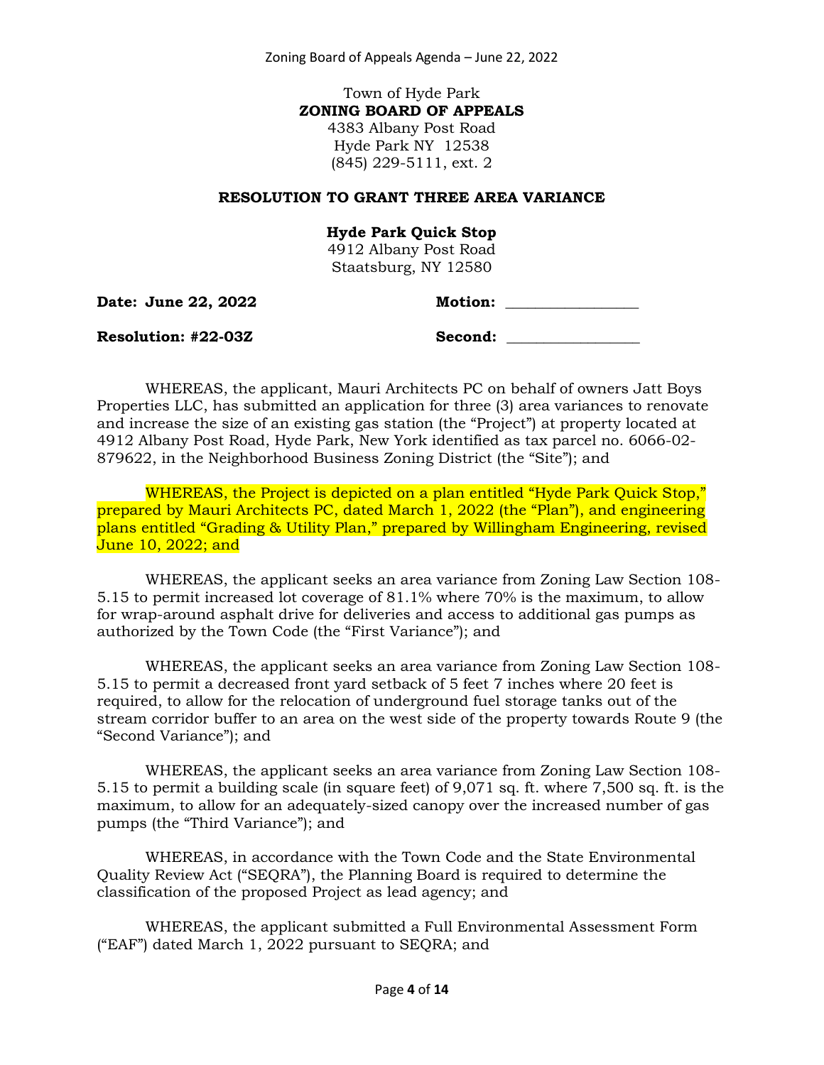Town of Hyde Park
**ZONING BOARD OF APPEALS**
4383 Albany Post Road
Hyde Park NY 12538
(845) 229-5111, ext. 2

**RESOLUTION TO GRANT THREE AREA VARIANCE**

**Hyde Park Quick Stop**
4912 Albany Post Road
Staatsburg, NY 12580

**Date: June 22, 2022** **Motion:** ________________

**Resolution: #22-03Z** **Second:** ________________

WHEREAS, the applicant, Mauri Architects PC on behalf of owners Jatt Boys Properties LLC, has submitted an application for three (3) area variances to renovate and increase the size of an existing gas station (the "Project") at property located at 4912 Albany Post Road, Hyde Park, New York identified as tax parcel no. 6066-02-879622, in the Neighborhood Business Zoning District (the "Site"); and

WHEREAS, the Project is depicted on a plan entitled "Hyde Park Quick Stop," prepared by Mauri Architects PC, dated March 1, 2022 (the "Plan"), and engineering plans entitled "Grading & Utility Plan," prepared by Willingham Engineering, revised June 10, 2022; and

WHEREAS, the applicant seeks an area variance from Zoning Law Section 108-5.15 to permit increased lot coverage of 81.1% where 70% is the maximum, to allow for wrap-around asphalt drive for deliveries and access to additional gas pumps as authorized by the Town Code (the "First Variance"); and

WHEREAS, the applicant seeks an area variance from Zoning Law Section 108-5.15 to permit a decreased front yard setback of 5 feet 7 inches where 20 feet is required, to allow for the relocation of underground fuel storage tanks out of the stream corridor buffer to an area on the west side of the property towards Route 9 (the "Second Variance"); and

WHEREAS, the applicant seeks an area variance from Zoning Law Section 108-5.15 to permit a building scale (in square feet) of 9,071 sq. ft. where 7,500 sq. ft. is the maximum, to allow for an adequately-sized canopy over the increased number of gas pumps (the "Third Variance"); and

WHEREAS, in accordance with the Town Code and the State Environmental Quality Review Act ("SEQRA"), the Planning Board is required to determine the classification of the proposed Project as lead agency; and

WHEREAS, the applicant submitted a Full Environmental Assessment Form ("EAF") dated March 1, 2022 pursuant to SEQRA; and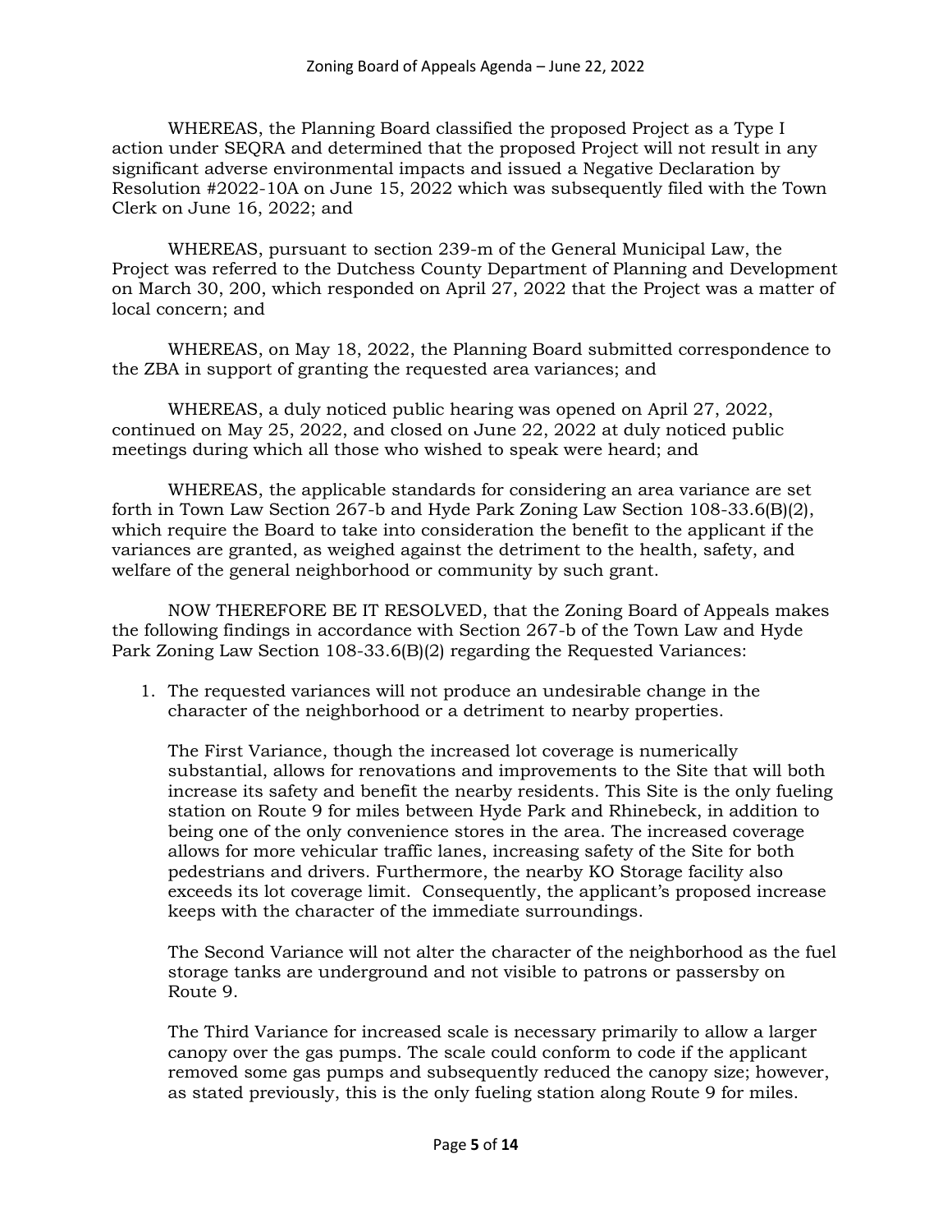WHEREAS, the Planning Board classified the proposed Project as a Type I action under SEQRA and determined that the proposed Project will not result in any significant adverse environmental impacts and issued a Negative Declaration by Resolution #2022-10A on June 15, 2022 which was subsequently filed with the Town Clerk on June 16, 2022; and

WHEREAS, pursuant to section 239-m of the General Municipal Law, the Project was referred to the Dutchess County Department of Planning and Development on March 30, 200, which responded on April 27, 2022 that the Project was a matter of local concern; and

WHEREAS, on May 18, 2022, the Planning Board submitted correspondence to the ZBA in support of granting the requested area variances; and

WHEREAS, a duly noticed public hearing was opened on April 27, 2022, continued on May 25, 2022, and closed on June 22, 2022 at duly noticed public meetings during which all those who wished to speak were heard; and

WHEREAS, the applicable standards for considering an area variance are set forth in Town Law Section 267-b and Hyde Park Zoning Law Section 108-33.6(B)(2), which require the Board to take into consideration the benefit to the applicant if the variances are granted, as weighed against the detriment to the health, safety, and welfare of the general neighborhood or community by such grant.

NOW THEREFORE BE IT RESOLVED, that the Zoning Board of Appeals makes the following findings in accordance with Section 267-b of the Town Law and Hyde Park Zoning Law Section 108-33.6(B)(2) regarding the Requested Variances:

1. The requested variances will not produce an undesirable change in the character of the neighborhood or a detriment to nearby properties.

   The First Variance, though the increased lot coverage is numerically substantial, allows for renovations and improvements to the Site that will both increase its safety and benefit the nearby residents. This Site is the only fueling station on Route 9 for miles between Hyde Park and Rhinebeck, in addition to being one of the only convenience stores in the area. The increased coverage allows for more vehicular traffic lanes, increasing safety of the Site for both pedestrians and drivers. Furthermore, the nearby KO Storage facility also exceeds its lot coverage limit. Consequently, the applicant's proposed increase keeps with the character of the immediate surroundings.

   The Second Variance will not alter the character of the neighborhood as the fuel storage tanks are underground and not visible to patrons or passersby on Route 9.

   The Third Variance for increased scale is necessary primarily to allow a larger canopy over the gas pumps. The scale could conform to code if the applicant removed some gas pumps and subsequently reduced the canopy size; however, as stated previously, this is the only fueling station along Route 9 for miles.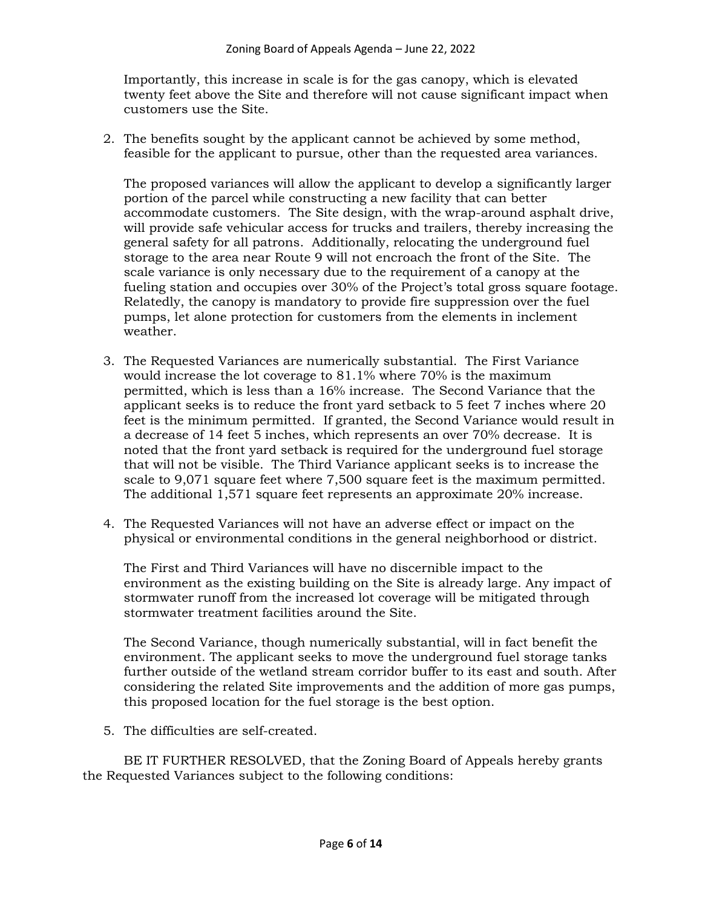Importantly, this increase in scale is for the gas canopy, which is elevated twenty feet above the Site and therefore will not cause significant impact when customers use the Site.

2. The benefits sought by the applicant cannot be achieved by some method, feasible for the applicant to pursue, other than the requested area variances.

   The proposed variances will allow the applicant to develop a significantly larger portion of the parcel while constructing a new facility that can better accommodate customers. The Site design, with the wrap-around asphalt drive, will provide safe vehicular access for trucks and trailers, thereby increasing the general safety for all patrons. Additionally, relocating the underground fuel storage to the area near Route 9 will not encroach the front of the Site. The scale variance is only necessary due to the requirement of a canopy at the fueling station and occupies over 30% of the Project's total gross square footage. Relatedly, the canopy is mandatory to provide fire suppression over the fuel pumps, let alone protection for customers from the elements in inclement weather.

3. The Requested Variances are numerically substantial. The First Variance would increase the lot coverage to 81.1% where 70% is the maximum permitted, which is less than a 16% increase. The Second Variance that the applicant seeks is to reduce the front yard setback to 5 feet 7 inches where 20 feet is the minimum permitted. If granted, the Second Variance would result in a decrease of 14 feet 5 inches, which represents an over 70% decrease. It is noted that the front yard setback is required for the underground fuel storage that will not be visible. The Third Variance applicant seeks is to increase the scale to 9,071 square feet where 7,500 square feet is the maximum permitted. The additional 1,571 square feet represents an approximate 20% increase.

4. The Requested Variances will not have an adverse effect or impact on the physical or environmental conditions in the general neighborhood or district.

   The First and Third Variances will have no discernible impact to the environment as the existing building on the Site is already large. Any impact of stormwater runoff from the increased lot coverage will be mitigated through stormwater treatment facilities around the Site.

   The Second Variance, though numerically substantial, will in fact benefit the environment. The applicant seeks to move the underground fuel storage tanks further outside of the wetland stream corridor buffer to its east and south. After considering the related Site improvements and the addition of more gas pumps, this proposed location for the fuel storage is the best option.

5. The difficulties are self-created.

BE IT FURTHER RESOLVED, that the Zoning Board of Appeals hereby grants the Requested Variances subject to the following conditions: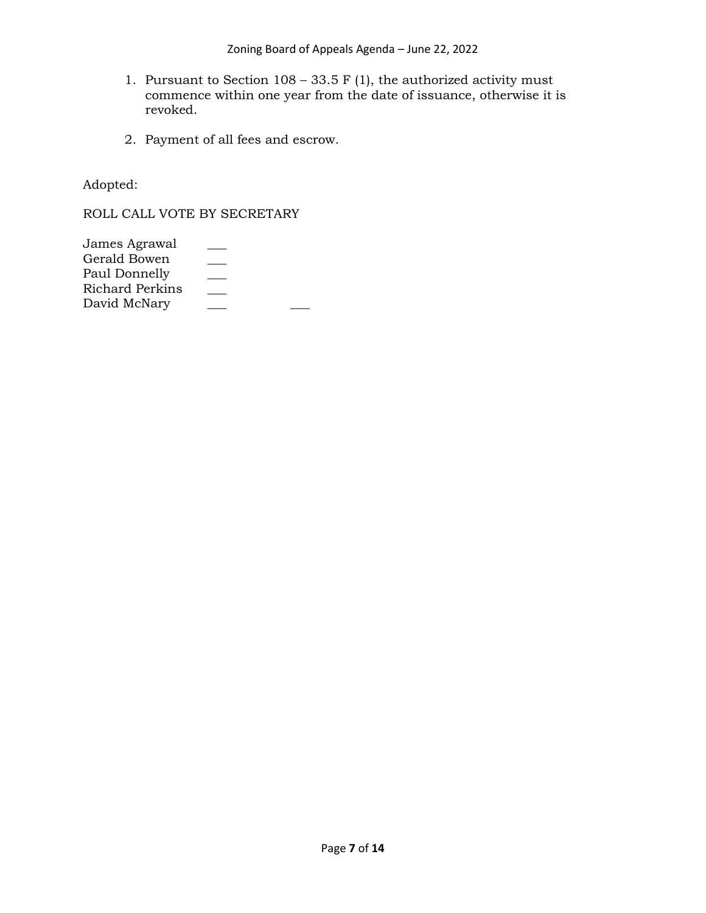1. Pursuant to Section 108 – 33.5 F (1), the authorized activity must commence within one year from the date of issuance, otherwise it is revoked.

2. Payment of all fees and escrow.

Adopted:

ROLL CALL VOTE BY SECRETARY

James Agrawal ___
Gerald Bowen ___
Paul Donnelly ___
Richard Perkins ___
David McNary ___ ___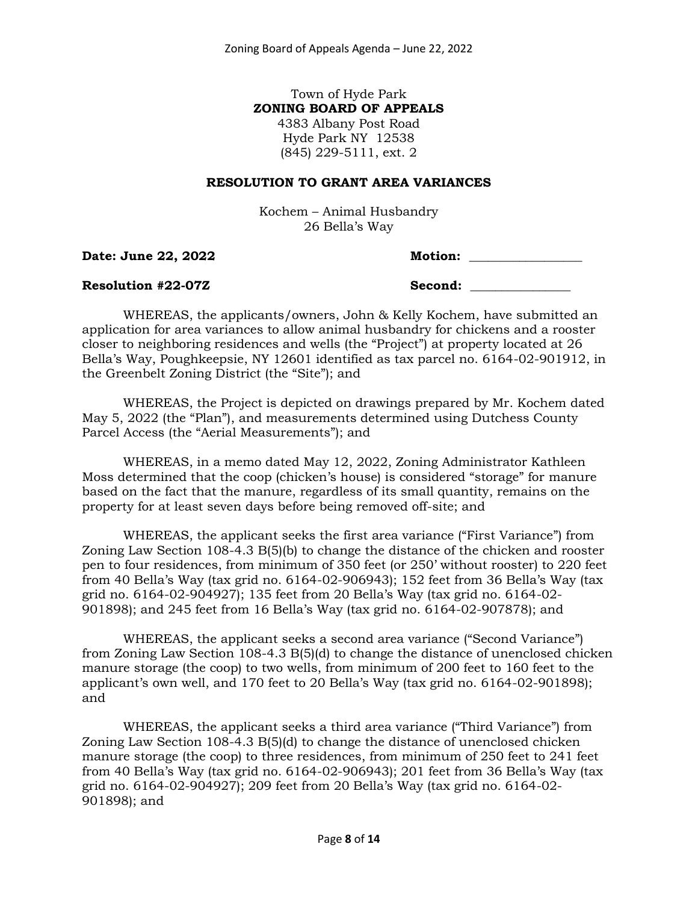Town of Hyde Park
**ZONING BOARD OF APPEALS**
4383 Albany Post Road
Hyde Park NY 12538
(845) 229-5111, ext. 2

**RESOLUTION TO GRANT AREA VARIANCES**

Kochem – Animal Husbandry
26 Bella's Way

**Date: June 22, 2022** **Motion:** __________________

**Resolution #22-07Z** **Second:** ________________

WHEREAS, the applicants/owners, John & Kelly Kochem, have submitted an application for area variances to allow animal husbandry for chickens and a rooster closer to neighboring residences and wells (the "Project") at property located at 26 Bella's Way, Poughkeepsie, NY 12601 identified as tax parcel no. 6164-02-901912, in the Greenbelt Zoning District (the "Site"); and

WHEREAS, the Project is depicted on drawings prepared by Mr. Kochem dated May 5, 2022 (the "Plan"), and measurements determined using Dutchess County Parcel Access (the "Aerial Measurements"); and

WHEREAS, in a memo dated May 12, 2022, Zoning Administrator Kathleen Moss determined that the coop (chicken's house) is considered "storage" for manure based on the fact that the manure, regardless of its small quantity, remains on the property for at least seven days before being removed off-site; and

WHEREAS, the applicant seeks the first area variance ("First Variance") from Zoning Law Section 108-4.3 B(5)(b) to change the distance of the chicken and rooster pen to four residences, from minimum of 350 feet (or 250' without rooster) to 220 feet from 40 Bella's Way (tax grid no. 6164-02-906943); 152 feet from 36 Bella's Way (tax grid no. 6164-02-904927); 135 feet from 20 Bella's Way (tax grid no. 6164-02-901898); and 245 feet from 16 Bella's Way (tax grid no. 6164-02-907878); and

WHEREAS, the applicant seeks a second area variance ("Second Variance") from Zoning Law Section 108-4.3 B(5)(d) to change the distance of unenclosed chicken manure storage (the coop) to two wells, from minimum of 200 feet to 160 feet to the applicant's own well, and 170 feet to 20 Bella's Way (tax grid no. 6164-02-901898); and

WHEREAS, the applicant seeks a third area variance ("Third Variance") from Zoning Law Section 108-4.3 B(5)(d) to change the distance of unenclosed chicken manure storage (the coop) to three residences, from minimum of 250 feet to 241 feet from 40 Bella's Way (tax grid no. 6164-02-906943); 201 feet from 36 Bella's Way (tax grid no. 6164-02-904927); 209 feet from 20 Bella's Way (tax grid no. 6164-02-901898); and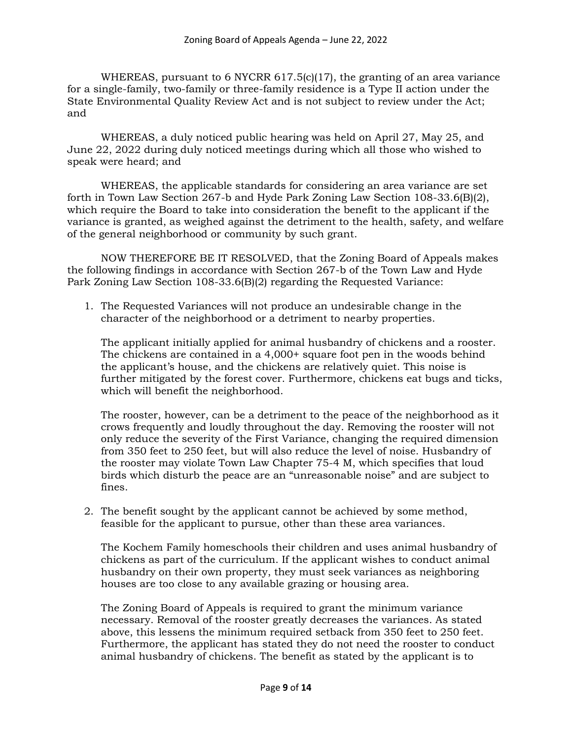WHEREAS, pursuant to 6 NYCRR 617.5(c)(17), the granting of an area variance for a single-family, two-family or three-family residence is a Type II action under the State Environmental Quality Review Act and is not subject to review under the Act; and

WHEREAS, a duly noticed public hearing was held on April 27, May 25, and June 22, 2022 during duly noticed meetings during which all those who wished to speak were heard; and

WHEREAS, the applicable standards for considering an area variance are set forth in Town Law Section 267-b and Hyde Park Zoning Law Section 108-33.6(B)(2), which require the Board to take into consideration the benefit to the applicant if the variance is granted, as weighed against the detriment to the health, safety, and welfare of the general neighborhood or community by such grant.

NOW THEREFORE BE IT RESOLVED, that the Zoning Board of Appeals makes the following findings in accordance with Section 267-b of the Town Law and Hyde Park Zoning Law Section 108-33.6(B)(2) regarding the Requested Variance:

1. The Requested Variances will not produce an undesirable change in the character of the neighborhood or a detriment to nearby properties.

   The applicant initially applied for animal husbandry of chickens and a rooster. The chickens are contained in a 4,000+ square foot pen in the woods behind the applicant's house, and the chickens are relatively quiet. This noise is further mitigated by the forest cover. Furthermore, chickens eat bugs and ticks, which will benefit the neighborhood.

   The rooster, however, can be a detriment to the peace of the neighborhood as it crows frequently and loudly throughout the day. Removing the rooster will not only reduce the severity of the First Variance, changing the required dimension from 350 feet to 250 feet, but will also reduce the level of noise. Husbandry of the rooster may violate Town Law Chapter 75-4 M, which specifies that loud birds which disturb the peace are an "unreasonable noise" and are subject to fines.

2. The benefit sought by the applicant cannot be achieved by some method, feasible for the applicant to pursue, other than these area variances.

   The Kochem Family homeschools their children and uses animal husbandry of chickens as part of the curriculum. If the applicant wishes to conduct animal husbandry on their own property, they must seek variances as neighboring houses are too close to any available grazing or housing area.

   The Zoning Board of Appeals is required to grant the minimum variance necessary. Removal of the rooster greatly decreases the variances. As stated above, this lessens the minimum required setback from 350 feet to 250 feet. Furthermore, the applicant has stated they do not need the rooster to conduct animal husbandry of chickens. The benefit as stated by the applicant is to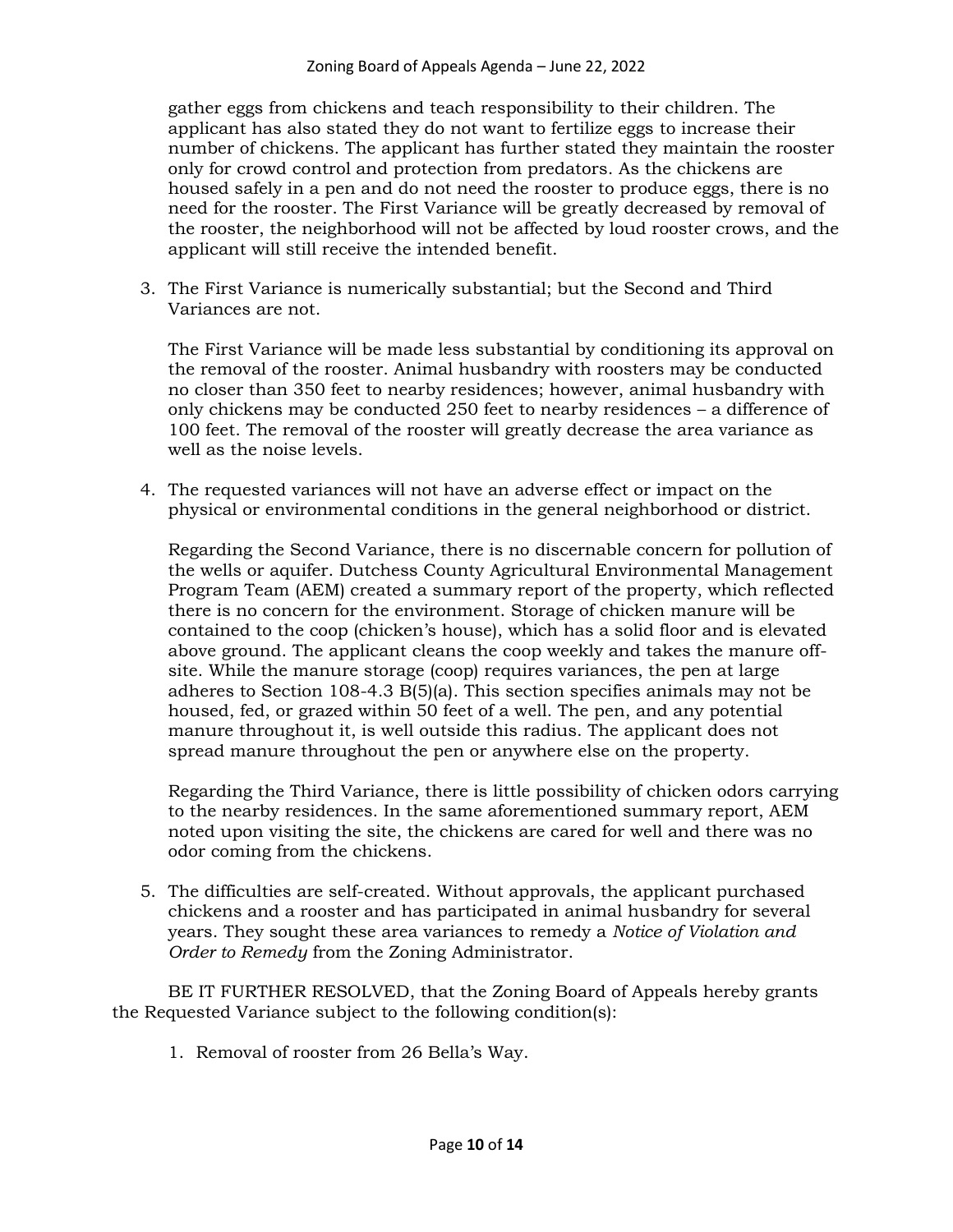gather eggs from chickens and teach responsibility to their children. The applicant has also stated they do not want to fertilize eggs to increase their number of chickens. The applicant has further stated they maintain the rooster only for crowd control and protection from predators. As the chickens are housed safely in a pen and do not need the rooster to produce eggs, there is no need for the rooster. The First Variance will be greatly decreased by removal of the rooster, the neighborhood will not be affected by loud rooster crows, and the applicant will still receive the intended benefit.

3. The First Variance is numerically substantial; but the Second and Third Variances are not.

   The First Variance will be made less substantial by conditioning its approval on the removal of the rooster. Animal husbandry with roosters may be conducted no closer than 350 feet to nearby residences; however, animal husbandry with only chickens may be conducted 250 feet to nearby residences – a difference of 100 feet. The removal of the rooster will greatly decrease the area variance as well as the noise levels.

4. The requested variances will not have an adverse effect or impact on the physical or environmental conditions in the general neighborhood or district.

   Regarding the Second Variance, there is no discernable concern for pollution of the wells or aquifer. Dutchess County Agricultural Environmental Management Program Team (AEM) created a summary report of the property, which reflected there is no concern for the environment. Storage of chicken manure will be contained to the coop (chicken's house), which has a solid floor and is elevated above ground. The applicant cleans the coop weekly and takes the manure off-site. While the manure storage (coop) requires variances, the pen at large adheres to Section 108-4.3 B(5)(a). This section specifies animals may not be housed, fed, or grazed within 50 feet of a well. The pen, and any potential manure throughout it, is well outside this radius. The applicant does not spread manure throughout the pen or anywhere else on the property.

   Regarding the Third Variance, there is little possibility of chicken odors carrying to the nearby residences. In the same aforementioned summary report, AEM noted upon visiting the site, the chickens are cared for well and there was no odor coming from the chickens.

5. The difficulties are self-created. Without approvals, the applicant purchased chickens and a rooster and has participated in animal husbandry for several years. They sought these area variances to remedy a *Notice of Violation and Order to Remedy* from the Zoning Administrator.

BE IT FURTHER RESOLVED, that the Zoning Board of Appeals hereby grants the Requested Variance subject to the following condition(s):

1. Removal of rooster from 26 Bella's Way.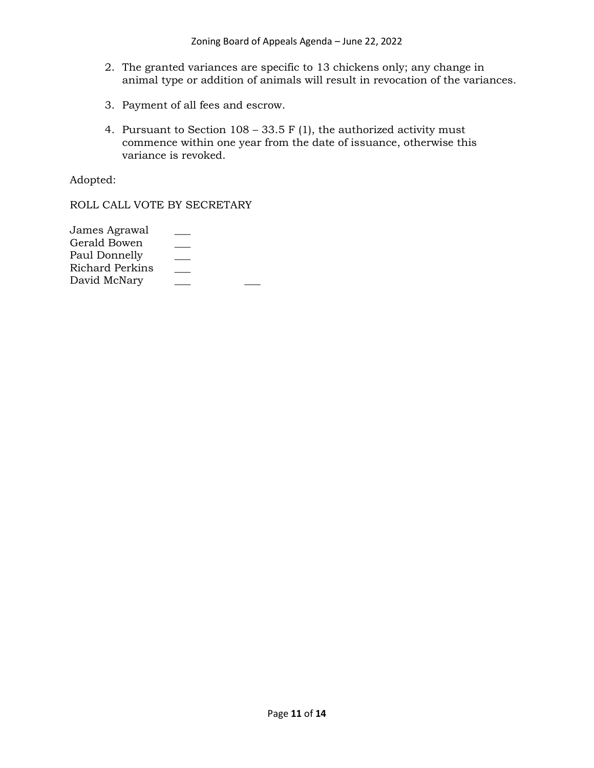2. The granted variances are specific to 13 chickens only; any change in animal type or addition of animals will result in revocation of the variances.

3. Payment of all fees and escrow.

4. Pursuant to Section 108 – 33.5 F (1), the authorized activity must commence within one year from the date of issuance, otherwise this variance is revoked.

Adopted:

ROLL CALL VOTE BY SECRETARY

James Agrawal ___
Gerald Bowen ___
Paul Donnelly ___
Richard Perkins ___
David McNary ___ ___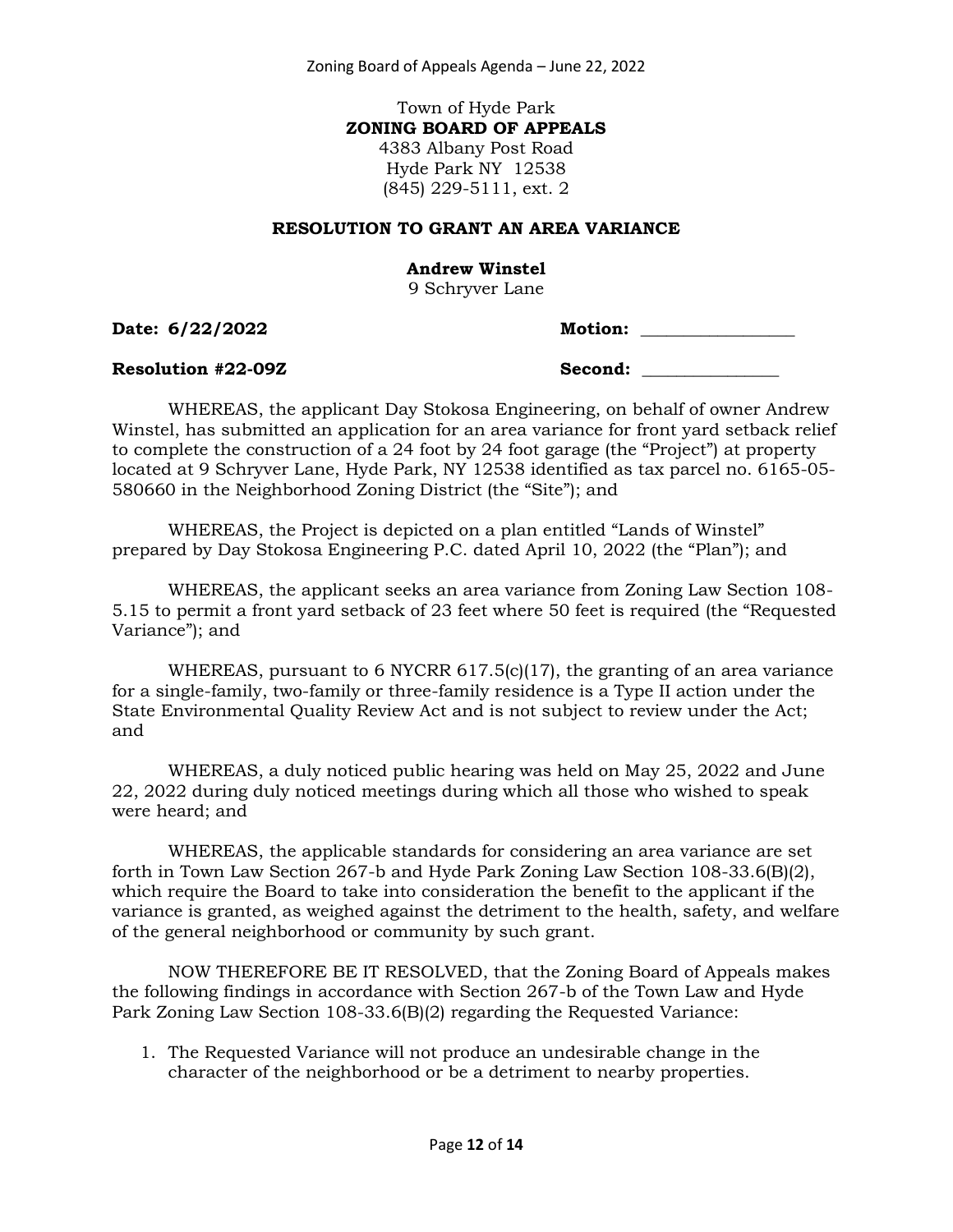Town of Hyde Park
**ZONING BOARD OF APPEALS**
4383 Albany Post Road
Hyde Park NY 12538
(845) 229-5111, ext. 2

**RESOLUTION TO GRANT AN AREA VARIANCE**

**Andrew Winstel**
9 Schryver Lane

**Date: 6/22/2022** **Motion:** _________________

**Resolution #22-09Z** **Second:** _______________

WHEREAS, the applicant Day Stokosa Engineering, on behalf of owner Andrew Winstel, has submitted an application for an area variance for front yard setback relief to complete the construction of a 24 foot by 24 foot garage (the "Project") at property located at 9 Schryver Lane, Hyde Park, NY 12538 identified as tax parcel no. 6165-05-580660 in the Neighborhood Zoning District (the "Site"); and

WHEREAS, the Project is depicted on a plan entitled "Lands of Winstel" prepared by Day Stokosa Engineering P.C. dated April 10, 2022 (the "Plan"); and

WHEREAS, the applicant seeks an area variance from Zoning Law Section 108-5.15 to permit a front yard setback of 23 feet where 50 feet is required (the "Requested Variance"); and

WHEREAS, pursuant to 6 NYCRR 617.5(c)(17), the granting of an area variance for a single-family, two-family or three-family residence is a Type II action under the State Environmental Quality Review Act and is not subject to review under the Act; and

WHEREAS, a duly noticed public hearing was held on May 25, 2022 and June 22, 2022 during duly noticed meetings during which all those who wished to speak were heard; and

WHEREAS, the applicable standards for considering an area variance are set forth in Town Law Section 267-b and Hyde Park Zoning Law Section 108-33.6(B)(2), which require the Board to take into consideration the benefit to the applicant if the variance is granted, as weighed against the detriment to the health, safety, and welfare of the general neighborhood or community by such grant.

NOW THEREFORE BE IT RESOLVED, that the Zoning Board of Appeals makes the following findings in accordance with Section 267-b of the Town Law and Hyde Park Zoning Law Section 108-33.6(B)(2) regarding the Requested Variance:

1. The Requested Variance will not produce an undesirable change in the character of the neighborhood or be a detriment to nearby properties.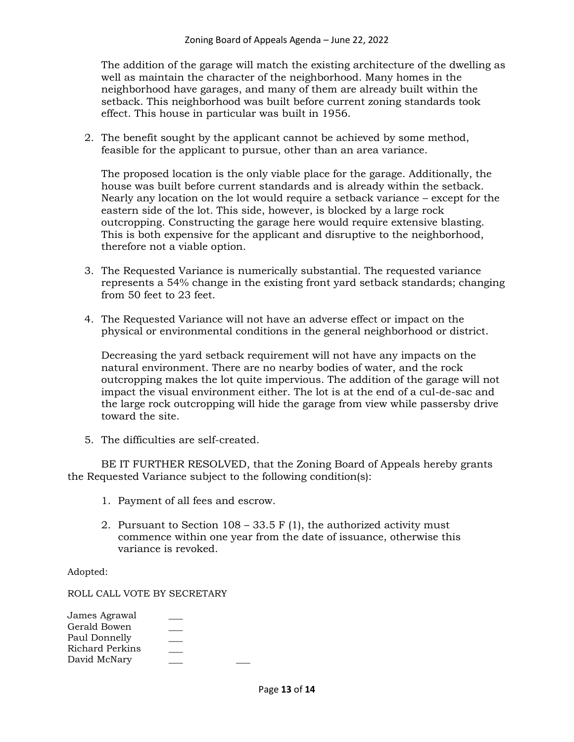The addition of the garage will match the existing architecture of the dwelling as well as maintain the character of the neighborhood. Many homes in the neighborhood have garages, and many of them are already built within the setback. This neighborhood was built before current zoning standards took effect. This house in particular was built in 1956.

2. The benefit sought by the applicant cannot be achieved by some method, feasible for the applicant to pursue, other than an area variance.

   The proposed location is the only viable place for the garage. Additionally, the house was built before current standards and is already within the setback. Nearly any location on the lot would require a setback variance – except for the eastern side of the lot. This side, however, is blocked by a large rock outcropping. Constructing the garage here would require extensive blasting. This is both expensive for the applicant and disruptive to the neighborhood, therefore not a viable option.

3. The Requested Variance is numerically substantial. The requested variance represents a 54% change in the existing front yard setback standards; changing from 50 feet to 23 feet.

4. The Requested Variance will not have an adverse effect or impact on the physical or environmental conditions in the general neighborhood or district.

   Decreasing the yard setback requirement will not have any impacts on the natural environment. There are no nearby bodies of water, and the rock outcropping makes the lot quite impervious. The addition of the garage will not impact the visual environment either. The lot is at the end of a cul-de-sac and the large rock outcropping will hide the garage from view while passersby drive toward the site.

5. The difficulties are self-created.

BE IT FURTHER RESOLVED, that the Zoning Board of Appeals hereby grants the Requested Variance subject to the following condition(s):

1. Payment of all fees and escrow.
2. Pursuant to Section 108 – 33.5 F (1), the authorized activity must commence within one year from the date of issuance, otherwise this variance is revoked.

Adopted:

ROLL CALL VOTE BY SECRETARY

James Agrawal ___
Gerald Bowen ___
Paul Donnelly ___
Richard Perkins ___
David McNary ___ ___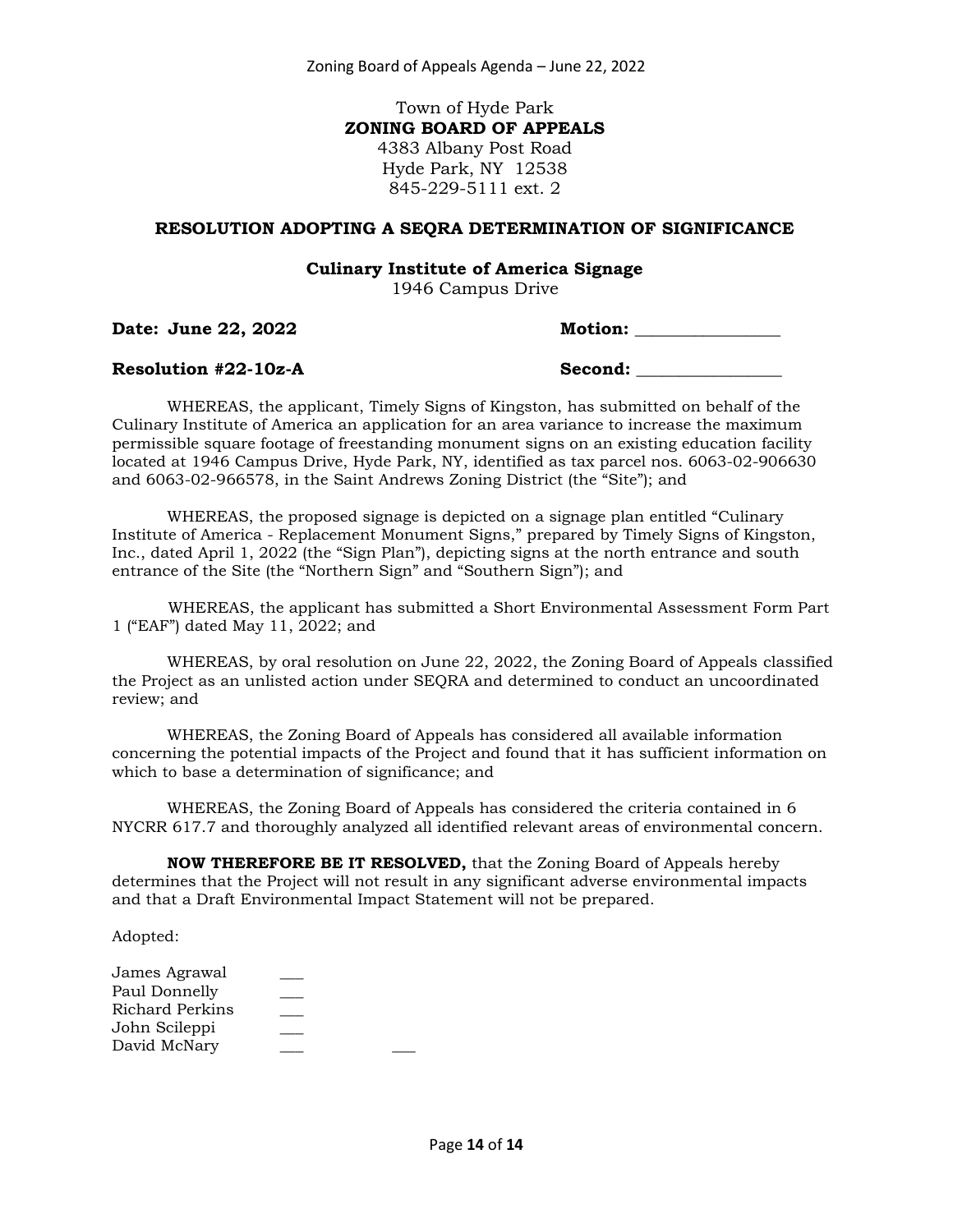Town of Hyde Park
**ZONING BOARD OF APPEALS**
4383 Albany Post Road
Hyde Park, NY 12538
845-229-5111 ext. 2

## RESOLUTION ADOPTING A SEQRA DETERMINATION OF SIGNIFICANCE

**Culinary Institute of America Signage**
1946 Campus Drive

**Date: June 22, 2022** **Motion:** _______________

**Resolution #22-10z-A** **Second:** _______________

WHEREAS, the applicant, Timely Signs of Kingston, has submitted on behalf of the Culinary Institute of America an application for an area variance to increase the maximum permissible square footage of freestanding monument signs on an existing education facility located at 1946 Campus Drive, Hyde Park, NY, identified as tax parcel nos. 6063-02-906630 and 6063-02-966578, in the Saint Andrews Zoning District (the "Site"); and

WHEREAS, the proposed signage is depicted on a signage plan entitled "Culinary Institute of America - Replacement Monument Signs," prepared by Timely Signs of Kingston, Inc., dated April 1, 2022 (the "Sign Plan"), depicting signs at the north entrance and south entrance of the Site (the "Northern Sign" and "Southern Sign"); and

WHEREAS, the applicant has submitted a Short Environmental Assessment Form Part 1 ("EAF") dated May 11, 2022; and

WHEREAS, by oral resolution on June 22, 2022, the Zoning Board of Appeals classified the Project as an unlisted action under SEQRA and determined to conduct an uncoordinated review; and

WHEREAS, the Zoning Board of Appeals has considered all available information concerning the potential impacts of the Project and found that it has sufficient information on which to base a determination of significance; and

WHEREAS, the Zoning Board of Appeals has considered the criteria contained in 6 NYCRR 617.7 and thoroughly analyzed all identified relevant areas of environmental concern.

**NOW THEREFORE BE IT RESOLVED,** that the Zoning Board of Appeals hereby determines that the Project will not result in any significant adverse environmental impacts and that a Draft Environmental Impact Statement will not be prepared.

Adopted:

James Agrawal ___
Paul Donnelly ___
Richard Perkins ___
John Scileppi ___
David McNary ___ ___